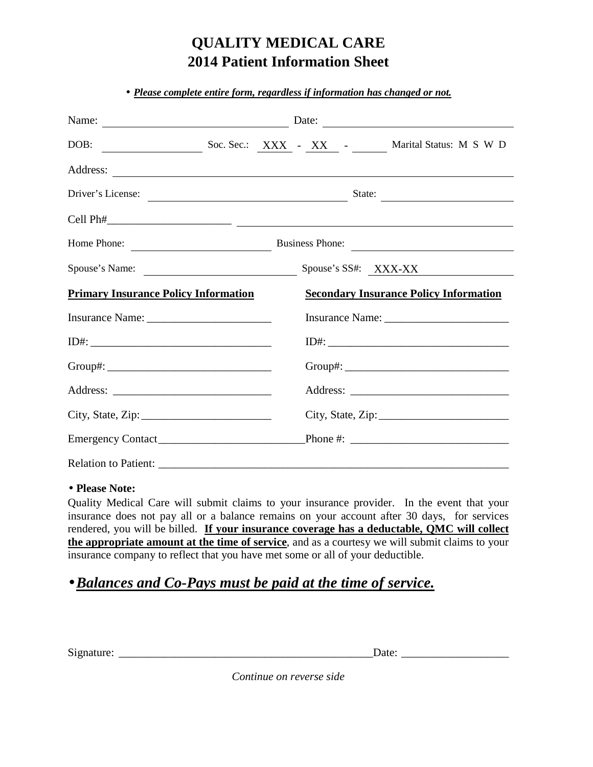# QUALITY MEDICAL CARE
# 2014 Patient Information Sheet

• ***Please complete entire form, regardless if information has changed or not.***

Name: ______________________________ Date: ______________________________

DOB: ________________ Soc. Sec.: XXX - XX - ______ Marital Status: M S W D

Address: ____________________________________________________________

Driver's License: ________________________________ State: ____________________

Cell Ph#______________________ ________________________________________

Home Phone: ______________________ Business Phone: __________________________

Spouse's Name: _________________________ Spouse's SS#: XXX-XX_______________

| **Primary Insurance Policy Information** | **Secondary Insurance Policy Information** |
|---|---|
| Insurance Name: ______________________ | Insurance Name: ______________________ |
| ID#: ________________________________ | ID#: ________________________________ |
| Group#: _____________________________ | Group#: _____________________________ |
| Address: ____________________________ | Address: ____________________________ |
| City, State, Zip: _______________________ | City, State, Zip: _______________________ |

Emergency Contact__________________________Phone #: ____________________________

Relation to Patient: _________________________________________________________________

• **Please Note:**

Quality Medical Care will submit claims to your insurance provider. In the event that your insurance does not pay all or a balance remains on your account after 30 days, for services rendered, you will be billed. **If your insurance coverage has a deductable, QMC will collect the appropriate amount at the time of service**, and as a courtesy we will submit claims to your insurance company to reflect that you have met some or all of your deductible.

• ***Balances and Co-Pays must be paid at the time of service.***

Signature: _____________________________________________Date: __________________

*Continue on reverse side*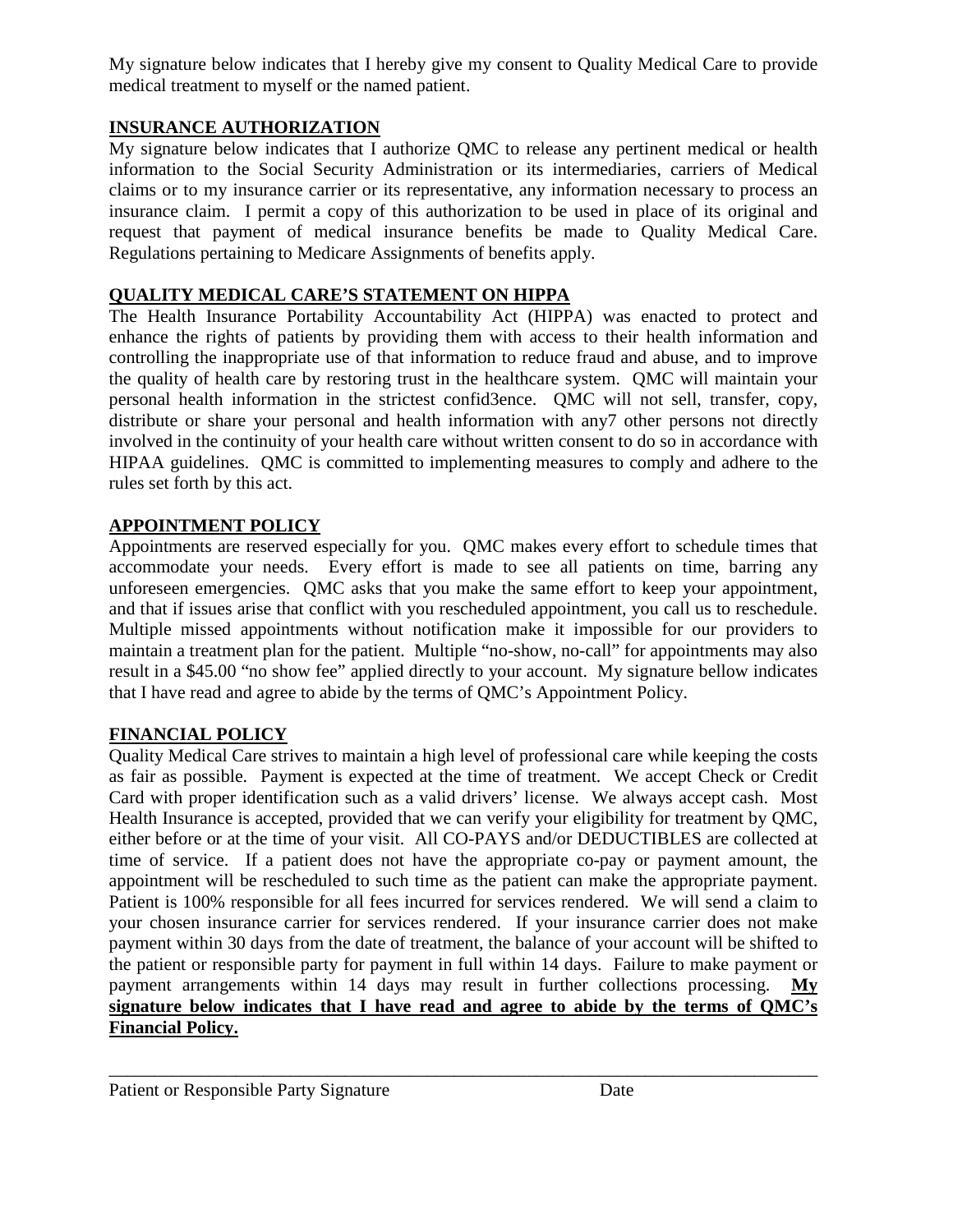My signature below indicates that I hereby give my consent to Quality Medical Care to provide medical treatment to myself or the named patient.

## INSURANCE AUTHORIZATION

My signature below indicates that I authorize QMC to release any pertinent medical or health information to the Social Security Administration or its intermediaries, carriers of Medical claims or to my insurance carrier or its representative, any information necessary to process an insurance claim. I permit a copy of this authorization to be used in place of its original and request that payment of medical insurance benefits be made to Quality Medical Care. Regulations pertaining to Medicare Assignments of benefits apply.

## QUALITY MEDICAL CARE'S STATEMENT ON HIPPA

The Health Insurance Portability Accountability Act (HIPPA) was enacted to protect and enhance the rights of patients by providing them with access to their health information and controlling the inappropriate use of that information to reduce fraud and abuse, and to improve the quality of health care by restoring trust in the healthcare system. QMC will maintain your personal health information in the strictest confid3ence. QMC will not sell, transfer, copy, distribute or share your personal and health information with any7 other persons not directly involved in the continuity of your health care without written consent to do so in accordance with HIPAA guidelines. QMC is committed to implementing measures to comply and adhere to the rules set forth by this act.

## APPOINTMENT POLICY

Appointments are reserved especially for you. QMC makes every effort to schedule times that accommodate your needs. Every effort is made to see all patients on time, barring any unforeseen emergencies. QMC asks that you make the same effort to keep your appointment, and that if issues arise that conflict with you rescheduled appointment, you call us to reschedule. Multiple missed appointments without notification make it impossible for our providers to maintain a treatment plan for the patient. Multiple "no-show, no-call" for appointments may also result in a $45.00 "no show fee" applied directly to your account. My signature bellow indicates that I have read and agree to abide by the terms of QMC's Appointment Policy.

## FINANCIAL POLICY

Quality Medical Care strives to maintain a high level of professional care while keeping the costs as fair as possible. Payment is expected at the time of treatment. We accept Check or Credit Card with proper identification such as a valid drivers' license. We always accept cash. Most Health Insurance is accepted, provided that we can verify your eligibility for treatment by QMC, either before or at the time of your visit. All CO-PAYS and/or DEDUCTIBLES are collected at time of service. If a patient does not have the appropriate co-pay or payment amount, the appointment will be rescheduled to such time as the patient can make the appropriate payment. Patient is 100% responsible for all fees incurred for services rendered. We will send a claim to your chosen insurance carrier for services rendered. If your insurance carrier does not make payment within 30 days from the date of treatment, the balance of your account will be shifted to the patient or responsible party for payment in full within 14 days. Failure to make payment or payment arrangements within 14 days may result in further collections processing. **My signature below indicates that I have read and agree to abide by the terms of QMC's Financial Policy.**

\_\_\_\_\_\_\_\_\_\_\_\_\_\_\_\_\_\_\_\_\_\_\_\_\_\_\_\_\_\_\_\_\_\_\_\_\_\_\_\_\_\_\_\_\_\_\_\_\_\_\_\_\_\_\_\_\_\_\_\_\_\_\_\_\_\_\_\_\_\_\_\_

Patient or Responsible Party Signature Date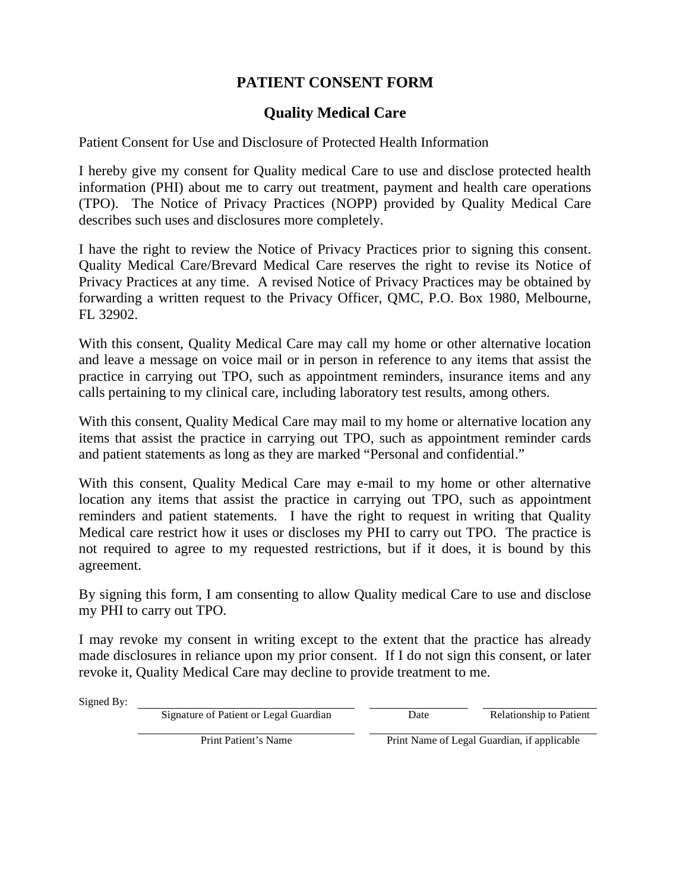# PATIENT CONSENT FORM

## Quality Medical Care

Patient Consent for Use and Disclosure of Protected Health Information

I hereby give my consent for Quality medical Care to use and disclose protected health information (PHI) about me to carry out treatment, payment and health care operations (TPO). The Notice of Privacy Practices (NOPP) provided by Quality Medical Care describes such uses and disclosures more completely.

I have the right to review the Notice of Privacy Practices prior to signing this consent. Quality Medical Care/Brevard Medical Care reserves the right to revise its Notice of Privacy Practices at any time. A revised Notice of Privacy Practices may be obtained by forwarding a written request to the Privacy Officer, QMC, P.O. Box 1980, Melbourne, FL 32902.

With this consent, Quality Medical Care may call my home or other alternative location and leave a message on voice mail or in person in reference to any items that assist the practice in carrying out TPO, such as appointment reminders, insurance items and any calls pertaining to my clinical care, including laboratory test results, among others.

With this consent, Quality Medical Care may mail to my home or alternative location any items that assist the practice in carrying out TPO, such as appointment reminder cards and patient statements as long as they are marked "Personal and confidential."

With this consent, Quality Medical Care may e-mail to my home or other alternative location any items that assist the practice in carrying out TPO, such as appointment reminders and patient statements. I have the right to request in writing that Quality Medical care restrict how it uses or discloses my PHI to carry out TPO. The practice is not required to agree to my requested restrictions, but if it does, it is bound by this agreement.

By signing this form, I am consenting to allow Quality medical Care to use and disclose my PHI to carry out TPO.

I may revoke my consent in writing except to the extent that the practice has already made disclosures in reliance upon my prior consent. If I do not sign this consent, or later revoke it, Quality Medical Care may decline to provide treatment to me.

Signed By: \_\_\_\_\_\_\_\_\_\_\_\_\_\_\_\_\_\_\_\_\_\_\_\_\_\_\_\_ \_\_\_\_\_\_\_\_\_\_\_\_ \_\_\_\_\_\_\_\_\_\_\_\_\_\_\_\_
Signature of Patient or Legal Guardian — Date — Relationship to Patient

\_\_\_\_\_\_\_\_\_\_\_\_\_\_\_\_\_\_\_\_\_\_\_\_\_\_\_\_ \_\_\_\_\_\_\_\_\_\_\_\_\_\_\_\_\_\_\_\_\_\_\_\_\_\_\_\_
Print Patient's Name — Print Name of Legal Guardian, if applicable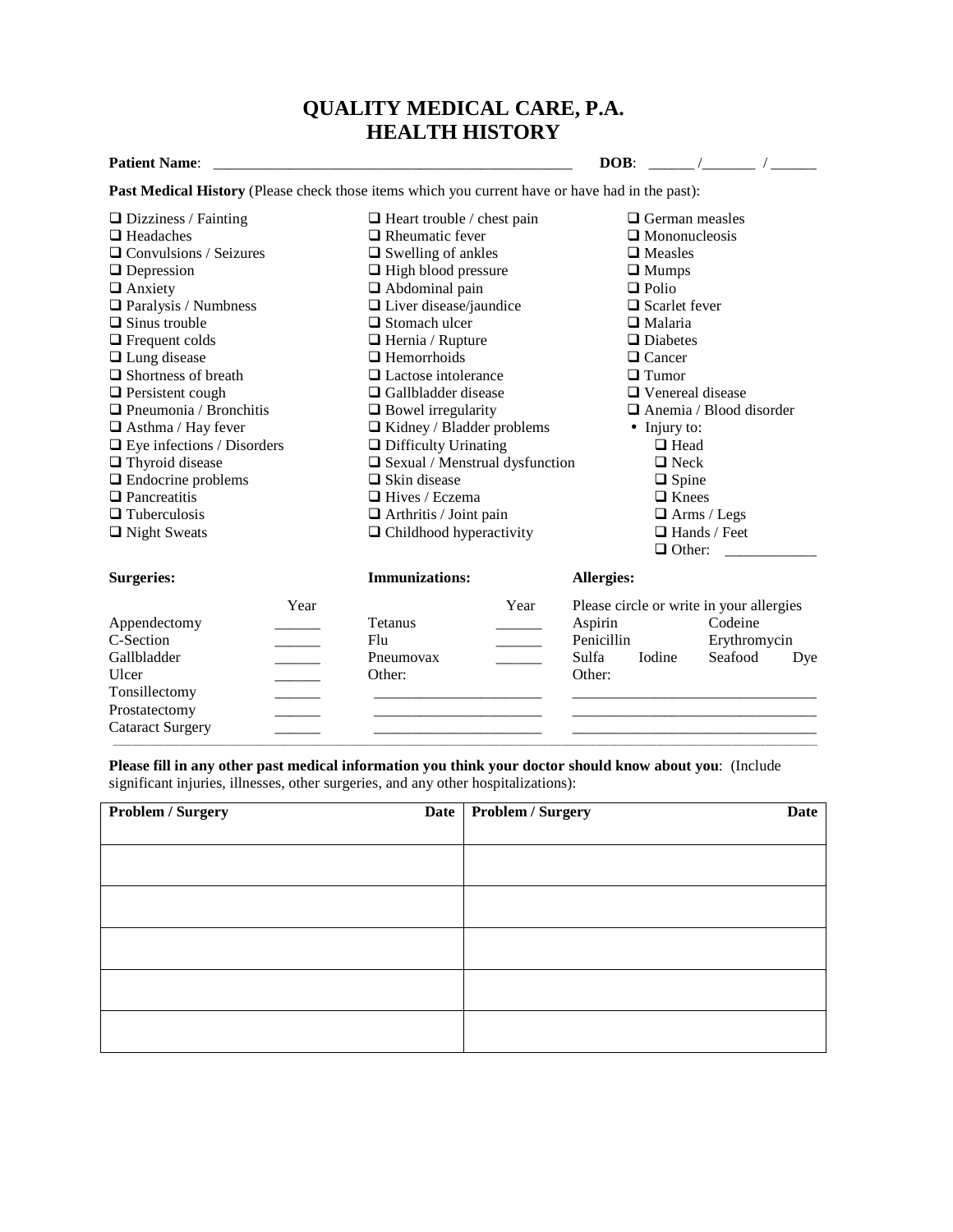# QUALITY MEDICAL CARE, P.A.
# HEALTH HISTORY

**Patient Name**: ______________________________________________ **DOB**: ______ /_______ / ______

**Past Medical History** (Please check those items which you current have or have had in the past):

- ❑ Dizziness / Fainting
- ❑ Headaches
- ❑ Convulsions / Seizures
- ❑ Depression
- ❑ Anxiety
- ❑ Paralysis / Numbness
- ❑ Sinus trouble
- ❑ Frequent colds
- ❑ Lung disease
- ❑ Shortness of breath
- ❑ Persistent cough
- ❑ Pneumonia / Bronchitis
- ❑ Asthma / Hay fever
- ❑ Eye infections / Disorders
- ❑ Thyroid disease
- ❑ Endocrine problems
- ❑ Pancreatitis
- ❑ Tuberculosis
- ❑ Night Sweats
- ❑ Heart trouble / chest pain
- ❑ Rheumatic fever
- ❑ Swelling of ankles
- ❑ High blood pressure
- ❑ Abdominal pain
- ❑ Liver disease/jaundice
- ❑ Stomach ulcer
- ❑ Hernia / Rupture
- ❑ Hemorrhoids
- ❑ Lactose intolerance
- ❑ Gallbladder disease
- ❑ Bowel irregularity
- ❑ Kidney / Bladder problems
- ❑ Difficulty Urinating
- ❑ Sexual / Menstrual dysfunction
- ❑ Skin disease
- ❑ Hives / Eczema
- ❑ Arthritis / Joint pain
- ❑ Childhood hyperactivity
- ❑ German measles
- ❑ Mononucleosis
- ❑ Measles
- ❑ Mumps
- ❑ Polio
- ❑ Scarlet fever
- ❑ Malaria
- ❑ Diabetes
- ❑ Cancer
- ❑ Tumor
- ❑ Venereal disease
- ❑ Anemia / Blood disorder
- Injury to:
  - ❑ Head
  - ❑ Neck
  - ❑ Spine
  - ❑ Knees
  - ❑ Arms / Legs
  - ❑ Hands / Feet
  - ❑ Other: ____________

**Surgeries:**

| | Year |
|---|---|
| Appendectomy | ______ |
| C-Section | ______ |
| Gallbladder | ______ |
| Ulcer | ______ |
| Tonsillectomy | ______ |
| Prostatectomy | ______ |
| Cataract Surgery | ______ |

**Immunizations:**

| | Year |
|---|---|
| Tetanus | ______ |
| Flu | ______ |
| Pneumovax | ______ |
| Other: | |
| ______________________ | |
| ______________________ | |

**Allergies:**

Please circle or write in your allergies

Aspirin Codeine
Penicillin Erythromycin
Sulfa Iodine Seafood Dye
Other:
________________________________
________________________________

**Please fill in any other past medical information you think your doctor should know about you**: (Include significant injuries, illnesses, other surgeries, and any other hospitalizations):

| Problem / Surgery | Date | Problem / Surgery | Date |
|---|---|---|---|
| | | | |
| | | | |
| | | | |
| | | | |
| | | | |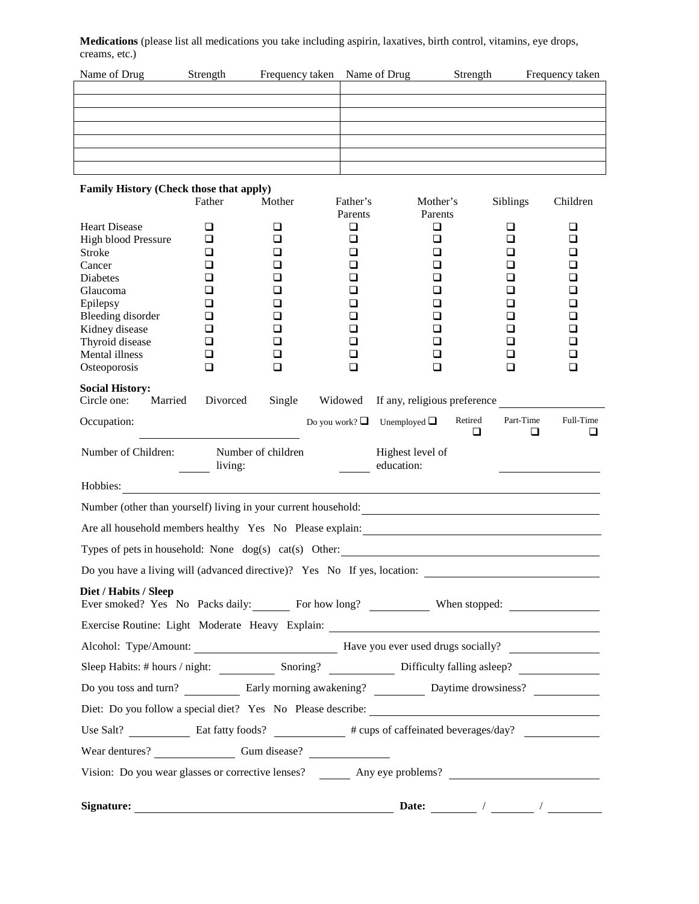**Medications** (please list all medications you take including aspirin, laxatives, birth control, vitamins, eye drops, creams, etc.)

| Name of Drug | Strength | Frequency taken | Name of Drug | Strength | Frequency taken |
|---|---|---|---|---|---|
| | | | | | |
| | | | | | |
| | | | | | |
| | | | | | |
| | | | | | |
| | | | | | |
| | | | | | |

**Family History (Check those that apply)**

| | Father | Mother | Father's Parents | Mother's Parents | Siblings | Children |
|---|---|---|---|---|---|---|
| Heart Disease | ☐ | ☐ | ☐ | ☐ | ☐ | ☐ |
| High blood Pressure | ☐ | ☐ | ☐ | ☐ | ☐ | ☐ |
| Stroke | ☐ | ☐ | ☐ | ☐ | ☐ | ☐ |
| Cancer | ☐ | ☐ | ☐ | ☐ | ☐ | ☐ |
| Diabetes | ☐ | ☐ | ☐ | ☐ | ☐ | ☐ |
| Glaucoma | ☐ | ☐ | ☐ | ☐ | ☐ | ☐ |
| Epilepsy | ☐ | ☐ | ☐ | ☐ | ☐ | ☐ |
| Bleeding disorder | ☐ | ☐ | ☐ | ☐ | ☐ | ☐ |
| Kidney disease | ☐ | ☐ | ☐ | ☐ | ☐ | ☐ |
| Thyroid disease | ☐ | ☐ | ☐ | ☐ | ☐ | ☐ |
| Mental illness | ☐ | ☐ | ☐ | ☐ | ☐ | ☐ |
| Osteoporosis | ☐ | ☐ | ☐ | ☐ | ☐ | ☐ |

**Social History:**

Circle one: Married Divorced Single Widowed If any, religious preference ____________

Occupation: ____________ Do you work? ☐ Unemployed ☐ Retired ☐ Part-Time ☐ Full-Time ☐

Number of Children: ______ Number of children living: ______ Highest level of education: ____________

Hobbies: ____________

Number (other than yourself) living in your current household: ____________

Are all household members healthy Yes No Please explain: ____________

Types of pets in household: None dog(s) cat(s) Other: ____________

Do you have a living will (advanced directive)? Yes No If yes, location: ____________

**Diet / Habits / Sleep**

Ever smoked? Yes No Packs daily: ______ For how long? ______ When stopped: ______

Exercise Routine: Light Moderate Heavy Explain: ____________

Alcohol: Type/Amount: ____________ Have you ever used drugs socially? ____________

Sleep Habits: # hours / night: ______ Snoring? ______ Difficulty falling asleep? ______

Do you toss and turn? ______ Early morning awakening? ______ Daytime drowsiness? ______

Diet: Do you follow a special diet? Yes No Please describe: ____________

Use Salt? ______ Eat fatty foods? ______ # cups of caffeinated beverages/day? ______

Wear dentures? ______ Gum disease? ______

Vision: Do you wear glasses or corrective lenses? ______ Any eye problems? ____________

**Signature:** ____________ **Date:** ______ / ______ / ______